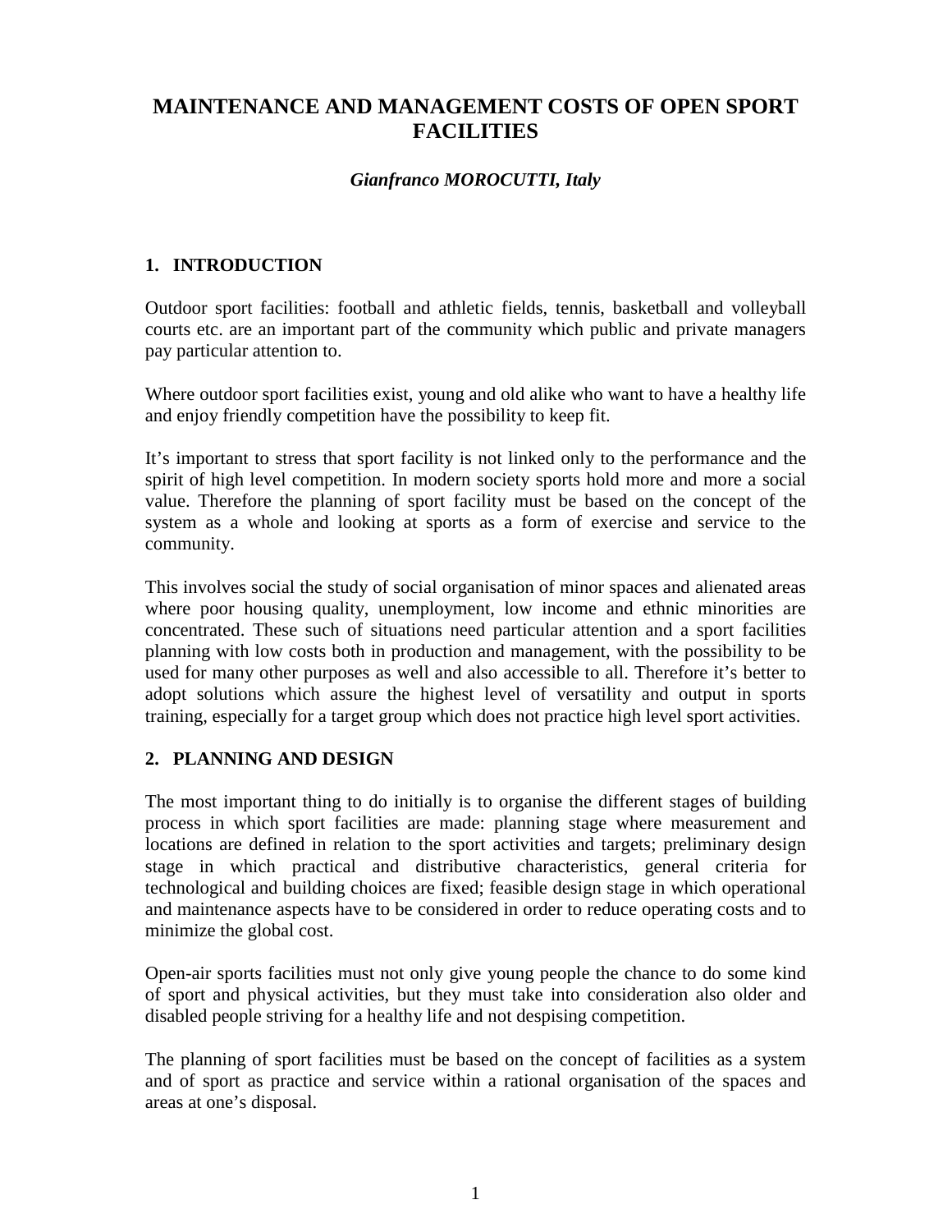# MAINTENANCE AND MANAGEMENT COSTS OF OPEN SPORT FACILITIES

***Gianfranco MOROCUTTI, Italy***

## 1. INTRODUCTION

Outdoor sport facilities: football and athletic fields, tennis, basketball and volleyball courts etc. are an important part of the community which public and private managers pay particular attention to.

Where outdoor sport facilities exist, young and old alike who want to have a healthy life and enjoy friendly competition have the possibility to keep fit.

It's important to stress that sport facility is not linked only to the performance and the spirit of high level competition. In modern society sports hold more and more a social value. Therefore the planning of sport facility must be based on the concept of the system as a whole and looking at sports as a form of exercise and service to the community.

This involves social the study of social organisation of minor spaces and alienated areas where poor housing quality, unemployment, low income and ethnic minorities are concentrated. These such of situations need particular attention and a sport facilities planning with low costs both in production and management, with the possibility to be used for many other purposes as well and also accessible to all. Therefore it's better to adopt solutions which assure the highest level of versatility and output in sports training, especially for a target group which does not practice high level sport activities.

## 2. PLANNING AND DESIGN

The most important thing to do initially is to organise the different stages of building process in which sport facilities are made: planning stage where measurement and locations are defined in relation to the sport activities and targets; preliminary design stage in which practical and distributive characteristics, general criteria for technological and building choices are fixed; feasible design stage in which operational and maintenance aspects have to be considered in order to reduce operating costs and to minimize the global cost.

Open-air sports facilities must not only give young people the chance to do some kind of sport and physical activities, but they must take into consideration also older and disabled people striving for a healthy life and not despising competition.

The planning of sport facilities must be based on the concept of facilities as a system and of sport as practice and service within a rational organisation of the spaces and areas at one's disposal.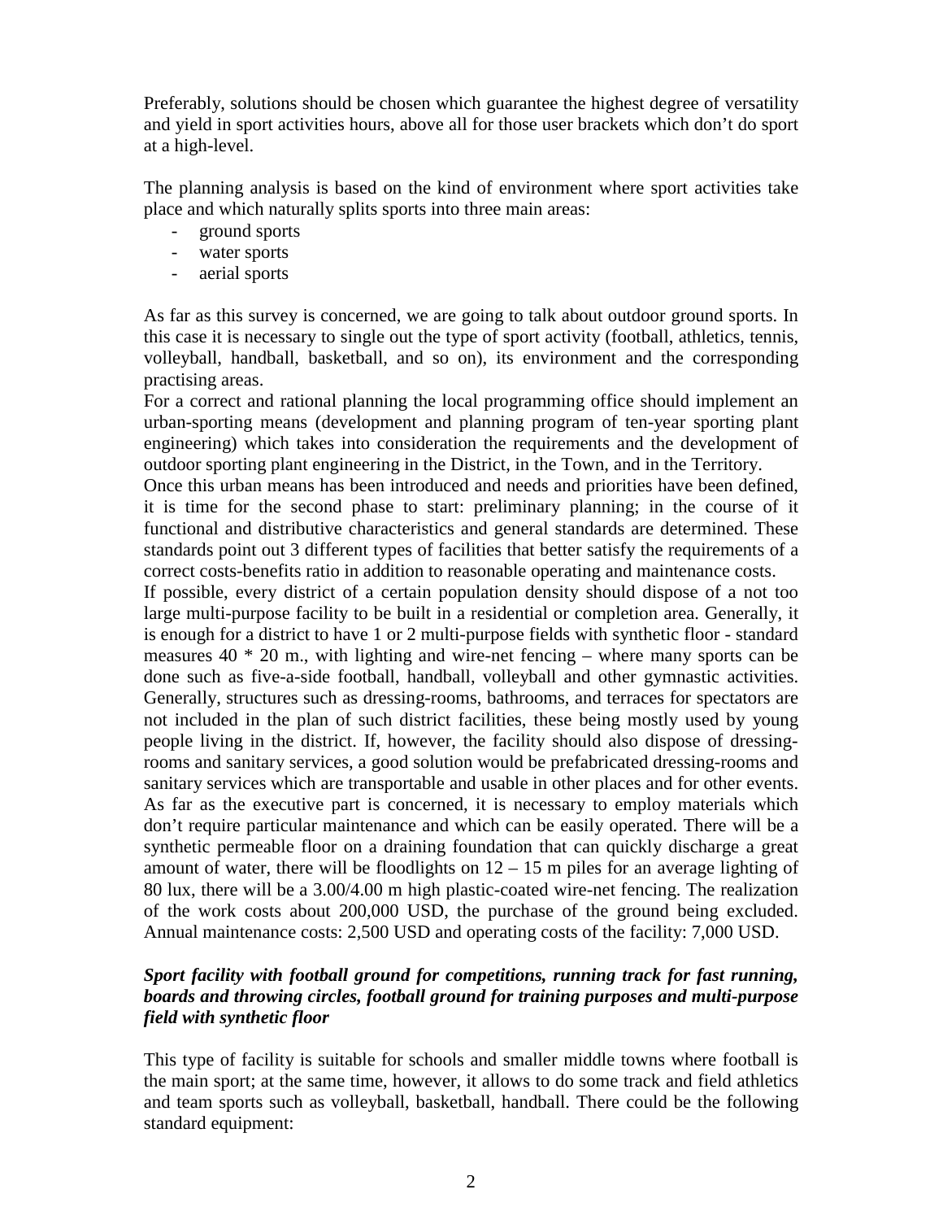Preferably, solutions should be chosen which guarantee the highest degree of versatility and yield in sport activities hours, above all for those user brackets which don't do sport at a high-level.

The planning analysis is based on the kind of environment where sport activities take place and which naturally splits sports into three main areas:

- ground sports
- water sports
- aerial sports

As far as this survey is concerned, we are going to talk about outdoor ground sports. In this case it is necessary to single out the type of sport activity (football, athletics, tennis, volleyball, handball, basketball, and so on), its environment and the corresponding practising areas.

For a correct and rational planning the local programming office should implement an urban-sporting means (development and planning program of ten-year sporting plant engineering) which takes into consideration the requirements and the development of outdoor sporting plant engineering in the District, in the Town, and in the Territory.

Once this urban means has been introduced and needs and priorities have been defined, it is time for the second phase to start: preliminary planning; in the course of it functional and distributive characteristics and general standards are determined. These standards point out 3 different types of facilities that better satisfy the requirements of a correct costs-benefits ratio in addition to reasonable operating and maintenance costs.

If possible, every district of a certain population density should dispose of a not too large multi-purpose facility to be built in a residential or completion area. Generally, it is enough for a district to have 1 or 2 multi-purpose fields with synthetic floor - standard measures 40 * 20 m., with lighting and wire-net fencing – where many sports can be done such as five-a-side football, handball, volleyball and other gymnastic activities. Generally, structures such as dressing-rooms, bathrooms, and terraces for spectators are not included in the plan of such district facilities, these being mostly used by young people living in the district. If, however, the facility should also dispose of dressing-rooms and sanitary services, a good solution would be prefabricated dressing-rooms and sanitary services which are transportable and usable in other places and for other events. As far as the executive part is concerned, it is necessary to employ materials which don't require particular maintenance and which can be easily operated. There will be a synthetic permeable floor on a draining foundation that can quickly discharge a great amount of water, there will be floodlights on 12 – 15 m piles for an average lighting of 80 lux, there will be a 3.00/4.00 m high plastic-coated wire-net fencing. The realization of the work costs about 200,000 USD, the purchase of the ground being excluded. Annual maintenance costs: 2,500 USD and operating costs of the facility: 7,000 USD.

***Sport facility with football ground for competitions, running track for fast running, boards and throwing circles, football ground for training purposes and multi-purpose field with synthetic floor***

This type of facility is suitable for schools and smaller middle towns where football is the main sport; at the same time, however, it allows to do some track and field athletics and team sports such as volleyball, basketball, handball. There could be the following standard equipment: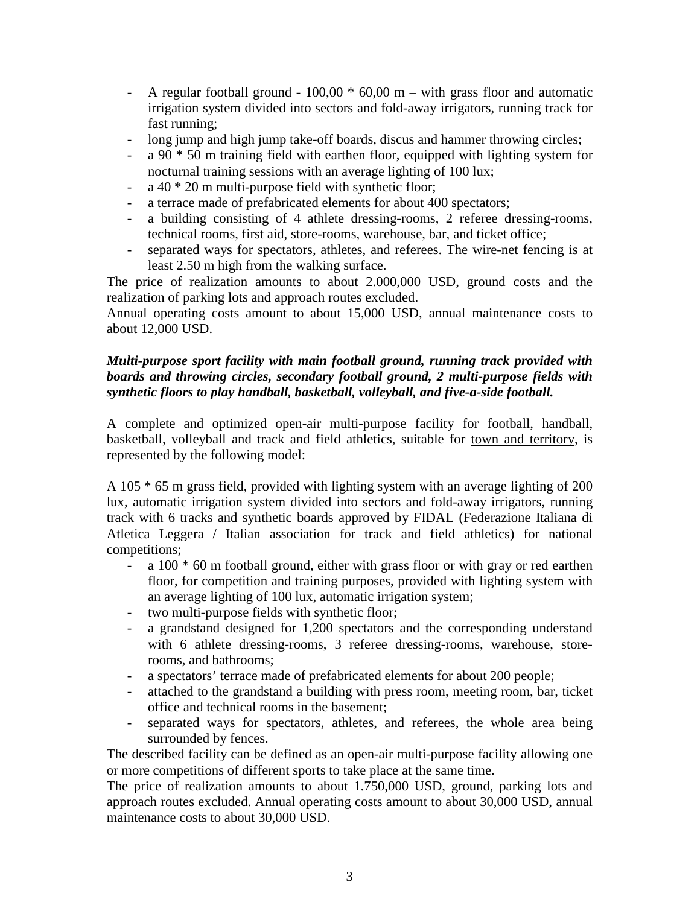- A regular football ground - 100,00 * 60,00 m – with grass floor and automatic irrigation system divided into sectors and fold-away irrigators, running track for fast running;
- long jump and high jump take-off boards, discus and hammer throwing circles;
- a 90 * 50 m training field with earthen floor, equipped with lighting system for nocturnal training sessions with an average lighting of 100 lux;
- a 40 * 20 m multi-purpose field with synthetic floor;
- a terrace made of prefabricated elements for about 400 spectators;
- a building consisting of 4 athlete dressing-rooms, 2 referee dressing-rooms, technical rooms, first aid, store-rooms, warehouse, bar, and ticket office;
- separated ways for spectators, athletes, and referees. The wire-net fencing is at least 2.50 m high from the walking surface.

The price of realization amounts to about 2.000,000 USD, ground costs and the realization of parking lots and approach routes excluded.
Annual operating costs amount to about 15,000 USD, annual maintenance costs to about 12,000 USD.

***Multi-purpose sport facility with main football ground, running track provided with boards and throwing circles, secondary football ground, 2 multi-purpose fields with synthetic floors to play handball, basketball, volleyball, and five-a-side football.***

A complete and optimized open-air multi-purpose facility for football, handball, basketball, volleyball and track and field athletics, suitable for <u>town and territory</u>, is represented by the following model:

A 105 * 65 m grass field, provided with lighting system with an average lighting of 200 lux, automatic irrigation system divided into sectors and fold-away irrigators, running track with 6 tracks and synthetic boards approved by FIDAL (Federazione Italiana di Atletica Leggera / Italian association for track and field athletics) for national competitions;

- a 100 * 60 m football ground, either with grass floor or with gray or red earthen floor, for competition and training purposes, provided with lighting system with an average lighting of 100 lux, automatic irrigation system;
- two multi-purpose fields with synthetic floor;
- a grandstand designed for 1,200 spectators and the corresponding understand with 6 athlete dressing-rooms, 3 referee dressing-rooms, warehouse, store-rooms, and bathrooms;
- a spectators' terrace made of prefabricated elements for about 200 people;
- attached to the grandstand a building with press room, meeting room, bar, ticket office and technical rooms in the basement;
- separated ways for spectators, athletes, and referees, the whole area being surrounded by fences.

The described facility can be defined as an open-air multi-purpose facility allowing one or more competitions of different sports to take place at the same time.
The price of realization amounts to about 1.750,000 USD, ground, parking lots and approach routes excluded. Annual operating costs amount to about 30,000 USD, annual maintenance costs to about 30,000 USD.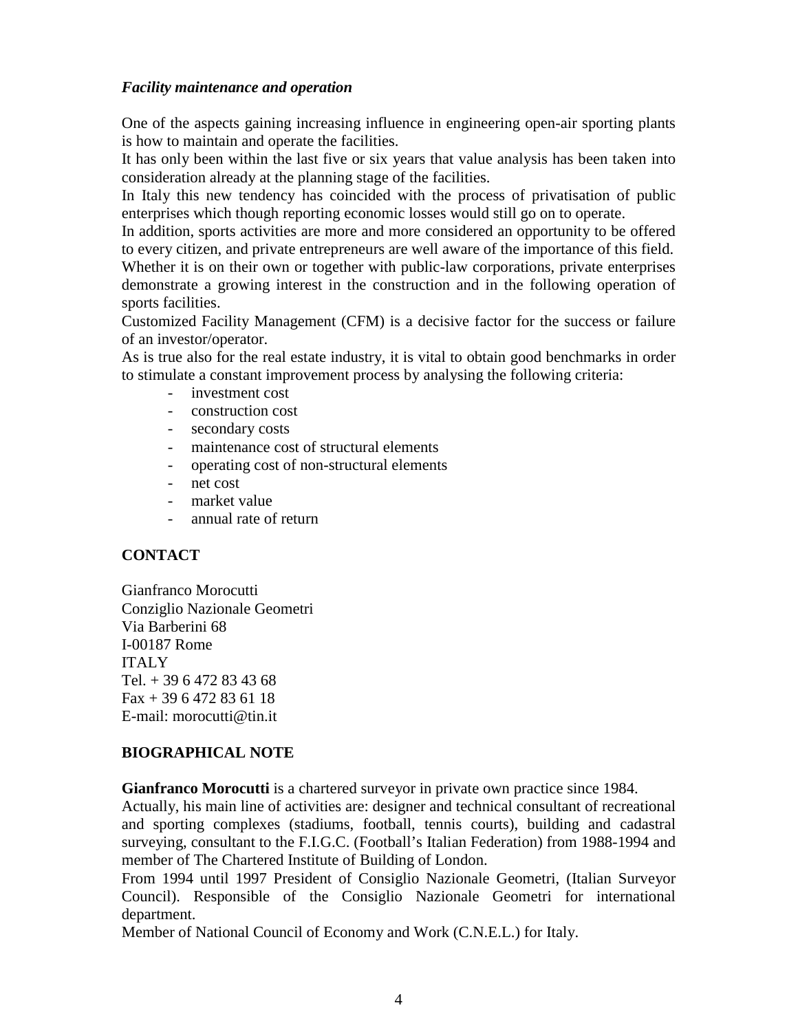### *Facility maintenance and operation*

One of the aspects gaining increasing influence in engineering open-air sporting plants is how to maintain and operate the facilities.
It has only been within the last five or six years that value analysis has been taken into consideration already at the planning stage of the facilities.
In Italy this new tendency has coincided with the process of privatisation of public enterprises which though reporting economic losses would still go on to operate.
In addition, sports activities are more and more considered an opportunity to be offered to every citizen, and private entrepreneurs are well aware of the importance of this field.
Whether it is on their own or together with public-law corporations, private enterprises demonstrate a growing interest in the construction and in the following operation of sports facilities.
Customized Facility Management (CFM) is a decisive factor for the success or failure of an investor/operator.
As is true also for the real estate industry, it is vital to obtain good benchmarks in order to stimulate a constant improvement process by analysing the following criteria:

- investment cost
- construction cost
- secondary costs
- maintenance cost of structural elements
- operating cost of non-structural elements
- net cost
- market value
- annual rate of return

## CONTACT

Gianfranco Morocutti
Conziglio Nazionale Geometri
Via Barberini 68
I-00187 Rome
ITALY
Tel. + 39 6 472 83 43 68
Fax + 39 6 472 83 61 18
E-mail: morocutti@tin.it

## BIOGRAPHICAL NOTE

**Gianfranco Morocutti** is a chartered surveyor in private own practice since 1984.
Actually, his main line of activities are: designer and technical consultant of recreational and sporting complexes (stadiums, football, tennis courts), building and cadastral surveying, consultant to the F.I.G.C. (Football's Italian Federation) from 1988-1994 and member of The Chartered Institute of Building of London.
From 1994 until 1997 President of Consiglio Nazionale Geometri, (Italian Surveyor Council). Responsible of the Consiglio Nazionale Geometri for international department.
Member of National Council of Economy and Work (C.N.E.L.) for Italy.